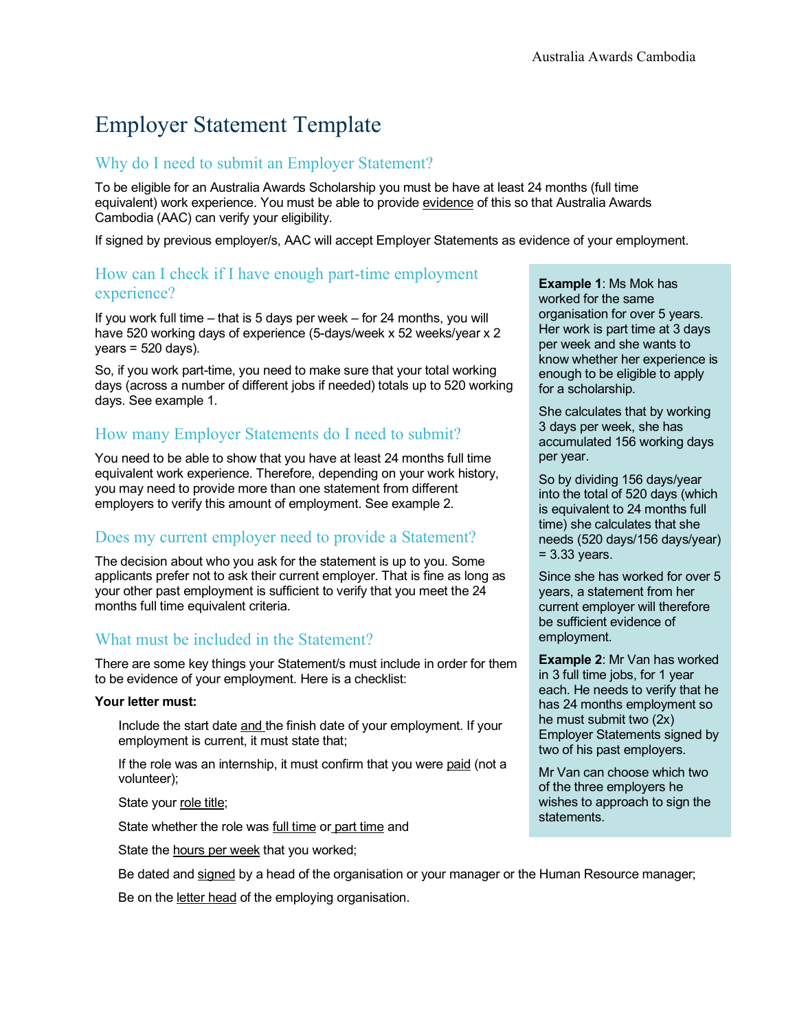# Employer Statement Template

## Why do I need to submit an Employer Statement?

To be eligible for an Australia Awards Scholarship you must be have at least 24 months (full time equivalent) work experience. You must be able to provide evidence of this so that Australia Awards Cambodia (AAC) can verify your eligibility.

If signed by previous employer/s, AAC will accept Employer Statements as evidence of your employment.

## How can I check if I have enough part-time employment experience?

If you work full time – that is 5 days per week – for 24 months, you will have 520 working days of experience (5-days/week x 52 weeks/year x 2 years = 520 days).

So, if you work part-time, you need to make sure that your total working days (across a number of different jobs if needed) totals up to 520 working days. See example 1.

## How many Employer Statements do I need to submit?

You need to be able to show that you have at least 24 months full time equivalent work experience. Therefore, depending on your work history, you may need to provide more than one statement from different employers to verify this amount of employment. See example 2.

## Does my current employer need to provide a Statement?

The decision about who you ask for the statement is up to you. Some applicants prefer not to ask their current employer. That is fine as long as your other past employment is sufficient to verify that you meet the 24 months full time equivalent criteria.

## What must be included in the Statement?

There are some key things your Statement/s must include in order for them to be evidence of your employment. Here is a checklist:

**Your letter must:**

- Include the start date and the finish date of your employment. If your employment is current, it must state that;
- If the role was an internship, it must confirm that you were paid (not a volunteer);
- State your role title;
- State whether the role was full time or part time and
- State the hours per week that you worked;
- Be dated and signed by a head of the organisation or your manager or the Human Resource manager;
- Be on the letter head of the employing organisation.

**Example 1**: Ms Mok has worked for the same organisation for over 5 years. Her work is part time at 3 days per week and she wants to know whether her experience is enough to be eligible to apply for a scholarship.

She calculates that by working 3 days per week, she has accumulated 156 working days per year.

So by dividing 156 days/year into the total of 520 days (which is equivalent to 24 months full time) she calculates that she needs (520 days/156 days/year) = 3.33 years.

Since she has worked for over 5 years, a statement from her current employer will therefore be sufficient evidence of employment.

**Example 2**: Mr Van has worked in 3 full time jobs, for 1 year each. He needs to verify that he has 24 months employment so he must submit two (2x) Employer Statements signed by two of his past employers.

Mr Van can choose which two of the three employers he wishes to approach to sign the statements.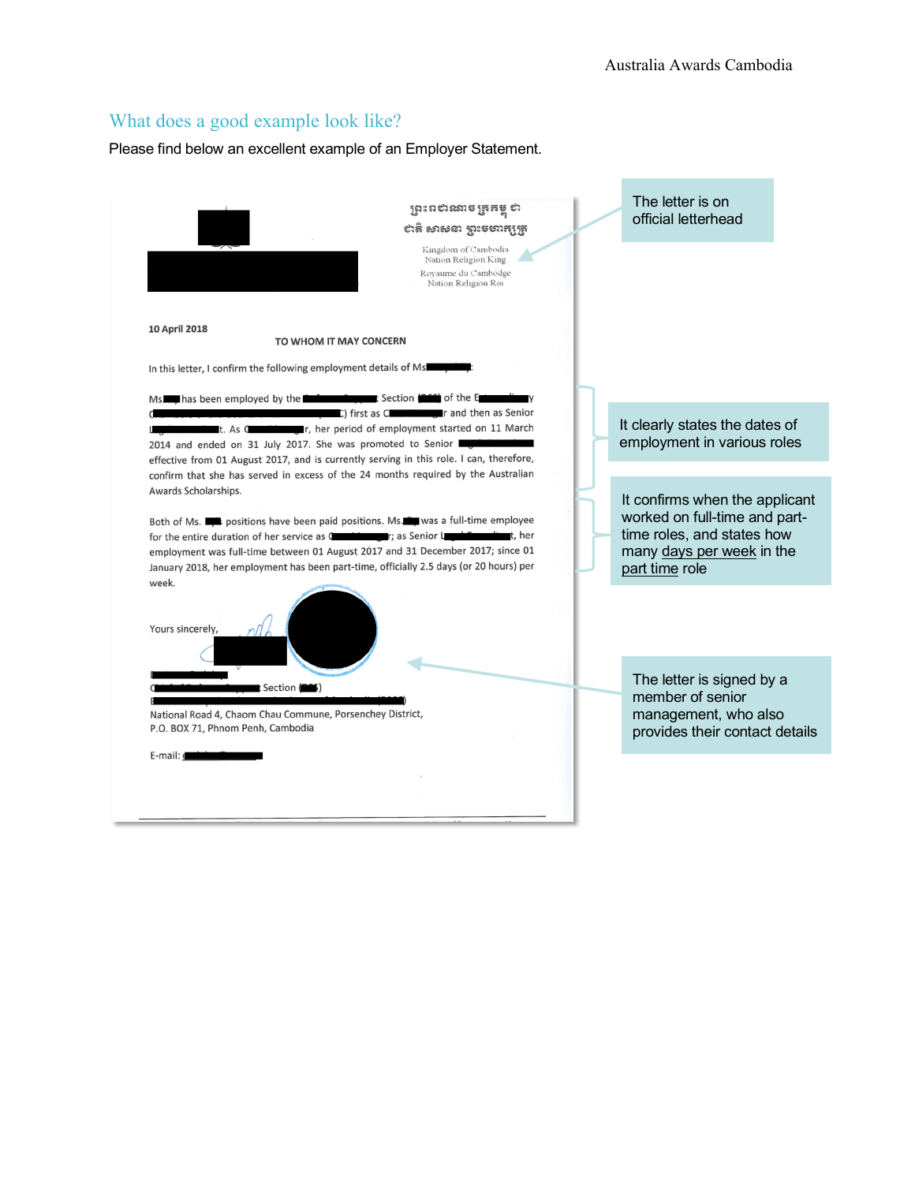## What does a good example look like?

Please find below an excellent example of an Employer Statement.

ព្រះរាជាណាចក្រកម្ពុជា
ជាតិ សាសនា ព្រះមហាក្សត្រ

Kingdom of Cambodia
Nation Religion King

Royaume du Cambodge
Nation Religion Roi

**10 April 2018**

**TO WHOM IT MAY CONCERN**

In this letter, I confirm the following employment details of Ms ███:

Ms ███ has been employed by the ███ Section (███) of the ███ ███) first as ███ and then as Senior ███. As ███, her period of employment started on 11 March 2014 and ended on 31 July 2017. She was promoted to Senior ███ effective from 01 August 2017, and is currently serving in this role. I can, therefore, confirm that she has served in excess of the 24 months required by the Australian Awards Scholarships.

Both of Ms. ███ positions have been paid positions. Ms ███ was a full-time employee for the entire duration of her service as ███; as Senior ███, her employment was full-time between 01 August 2017 and 31 December 2017; since 01 January 2018, her employment has been part-time, officially 2.5 days (or 20 hours) per week.

Yours sincerely,

███
███ Section (███)
███
National Road 4, Chaom Chau Commune, Porsenchey District,
P.O. BOX 71, Phnom Penh, Cambodia

E-mail: ███

The letter is on official letterhead

It clearly states the dates of employment in various roles

It confirms when the applicant worked on full-time and part-time roles, and states how many days per week in the part time role

The letter is signed by a member of senior management, who also provides their contact details